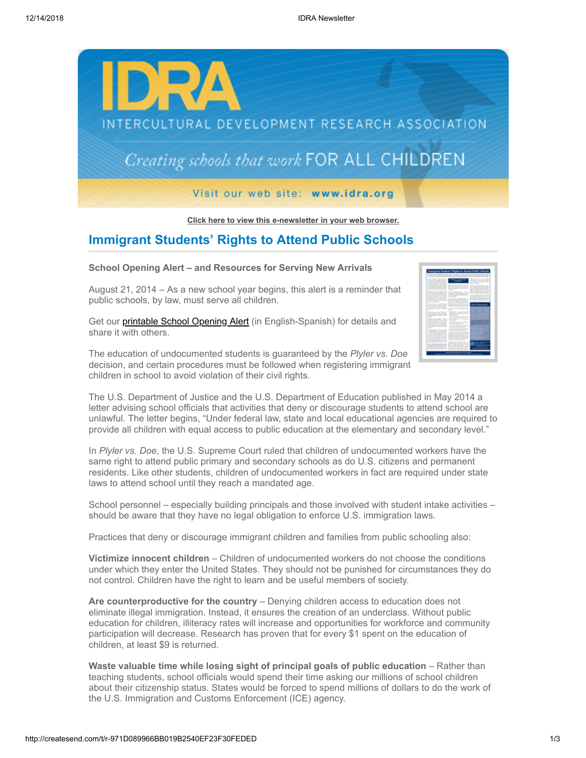# IDRA

INTERCULTURAL DEVELOPMENT RESEARCH ASSOCIATION

*Creating schools that work* FOR ALL CHILDREN

Visit our web site: **www.idra.org**

**Click here to view this e-newsletter in your web browser.**

## Immigrant Students' Rights to Attend Public Schools

**School Opening Alert – and Resources for Serving New Arrivals**

August 21, 2014 – As a new school year begins, this alert is a reminder that public schools, by law, must serve all children.

Get our printable School Opening Alert (in English-Spanish) for details and share it with others.

The education of undocumented students is guaranteed by the *Plyler vs. Doe* decision, and certain procedures must be followed when registering immigrant children in school to avoid violation of their civil rights.

The U.S. Department of Justice and the U.S. Department of Education published in May 2014 a letter advising school officials that activities that deny or discourage students to attend school are unlawful. The letter begins, "Under federal law, state and local educational agencies are required to provide all children with equal access to public education at the elementary and secondary level."

In *Plyler vs. Doe*, the U.S. Supreme Court ruled that children of undocumented workers have the same right to attend public primary and secondary schools as do U.S. citizens and permanent residents. Like other students, children of undocumented workers in fact are required under state laws to attend school until they reach a mandated age.

School personnel – especially building principals and those involved with student intake activities – should be aware that they have no legal obligation to enforce U.S. immigration laws.

Practices that deny or discourage immigrant children and families from public schooling also:

**Victimize innocent children** – Children of undocumented workers do not choose the conditions under which they enter the United States. They should not be punished for circumstances they do not control. Children have the right to learn and be useful members of society.

**Are counterproductive for the country** – Denying children access to education does not eliminate illegal immigration. Instead, it ensures the creation of an underclass. Without public education for children, illiteracy rates will increase and opportunities for workforce and community participation will decrease. Research has proven that for every $1 spent on the education of children, at least $9 is returned.

**Waste valuable time while losing sight of principal goals of public education** – Rather than teaching students, school officials would spend their time asking our millions of school children about their citizenship status. States would be forced to spend millions of dollars to do the work of the U.S. Immigration and Customs Enforcement (ICE) agency.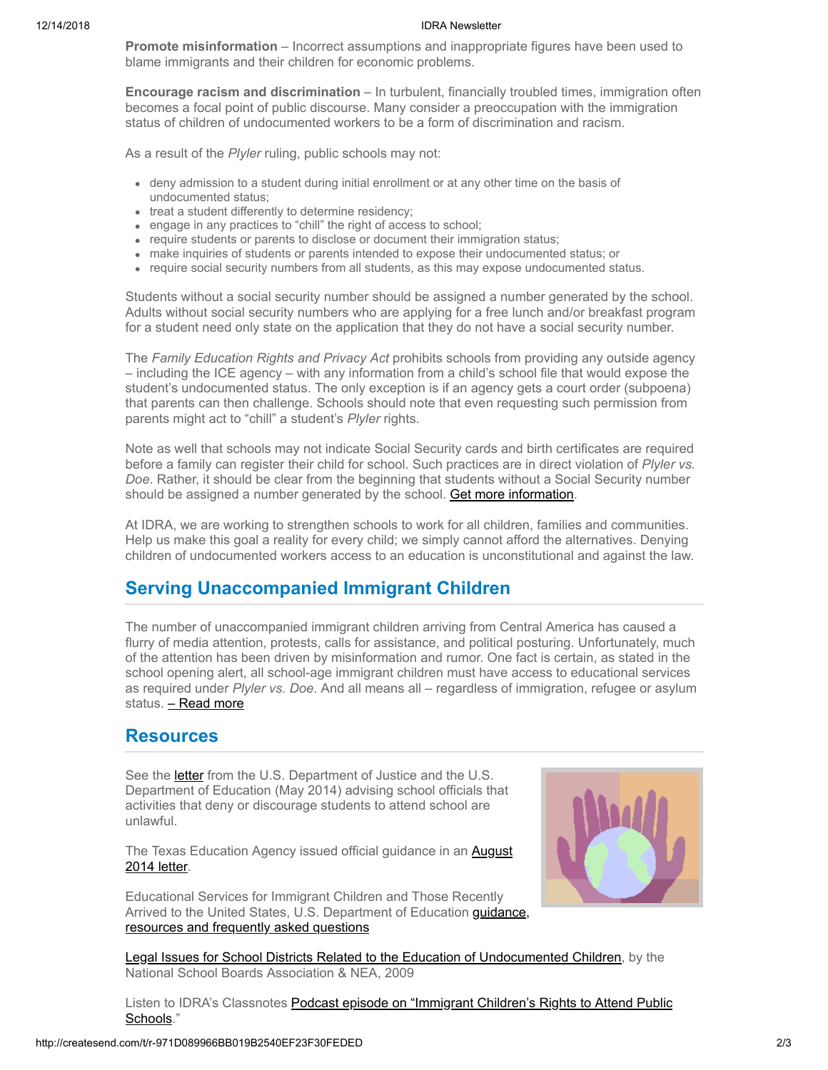**Promote misinformation** – Incorrect assumptions and inappropriate figures have been used to blame immigrants and their children for economic problems.

**Encourage racism and discrimination** – In turbulent, financially troubled times, immigration often becomes a focal point of public discourse. Many consider a preoccupation with the immigration status of children of undocumented workers to be a form of discrimination and racism.

As a result of the *Plyler* ruling, public schools may not:

- deny admission to a student during initial enrollment or at any other time on the basis of undocumented status;
- treat a student differently to determine residency;
- engage in any practices to "chill" the right of access to school;
- require students or parents to disclose or document their immigration status;
- make inquiries of students or parents intended to expose their undocumented status; or
- require social security numbers from all students, as this may expose undocumented status.

Students without a social security number should be assigned a number generated by the school. Adults without social security numbers who are applying for a free lunch and/or breakfast program for a student need only state on the application that they do not have a social security number.

The *Family Education Rights and Privacy Act* prohibits schools from providing any outside agency – including the ICE agency – with any information from a child's school file that would expose the student's undocumented status. The only exception is if an agency gets a court order (subpoena) that parents can then challenge. Schools should note that even requesting such permission from parents might act to "chill" a student's *Plyler* rights.

Note as well that schools may not indicate Social Security cards and birth certificates are required before a family can register their child for school. Such practices are in direct violation of *Plyler vs. Doe*. Rather, it should be clear from the beginning that students without a Social Security number should be assigned a number generated by the school. Get more information.

At IDRA, we are working to strengthen schools to work for all children, families and communities. Help us make this goal a reality for every child; we simply cannot afford the alternatives. Denying children of undocumented workers access to an education is unconstitutional and against the law.

## Serving Unaccompanied Immigrant Children

The number of unaccompanied immigrant children arriving from Central America has caused a flurry of media attention, protests, calls for assistance, and political posturing. Unfortunately, much of the attention has been driven by misinformation and rumor. One fact is certain, as stated in the school opening alert, all school-age immigrant children must have access to educational services as required under *Plyler vs. Doe*. And all means all – regardless of immigration, refugee or asylum status. – Read more

## Resources

See the letter from the U.S. Department of Justice and the U.S. Department of Education (May 2014) advising school officials that activities that deny or discourage students to attend school are unlawful.

The Texas Education Agency issued official guidance in an August 2014 letter.

Educational Services for Immigrant Children and Those Recently Arrived to the United States, U.S. Department of Education guidance, resources and frequently asked questions

Legal Issues for School Districts Related to the Education of Undocumented Children, by the National School Boards Association & NEA, 2009

Listen to IDRA's Classnotes Podcast episode on "Immigrant Children's Rights to Attend Public Schools."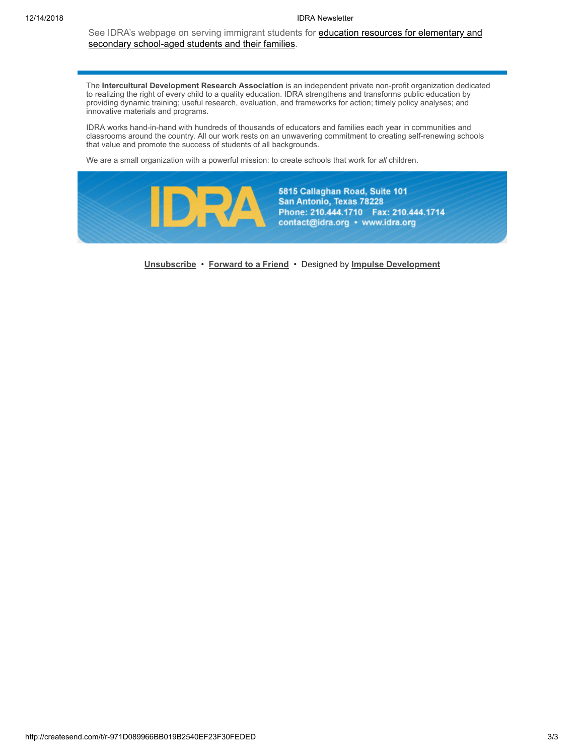See IDRA's webpage on serving immigrant students for education resources for elementary and secondary school-aged students and their families.

---

The **Intercultural Development Research Association** is an independent private non-profit organization dedicated to realizing the right of every child to a quality education. IDRA strengthens and transforms public education by providing dynamic training; useful research, evaluation, and frameworks for action; timely policy analyses; and innovative materials and programs.

IDRA works hand-in-hand with hundreds of thousands of educators and families each year in communities and classrooms around the country. All our work rests on an unwavering commitment to creating self-renewing schools that value and promote the success of students of all backgrounds.

We are a small organization with a powerful mission: to create schools that work for *all* children.

IDRA

5815 Callaghan Road, Suite 101
San Antonio, Texas 78228
Phone: 210.444.1710 Fax: 210.444.1714
contact@idra.org • www.idra.org

**Unsubscribe** • **Forward to a Friend** • Designed by **Impulse Development**